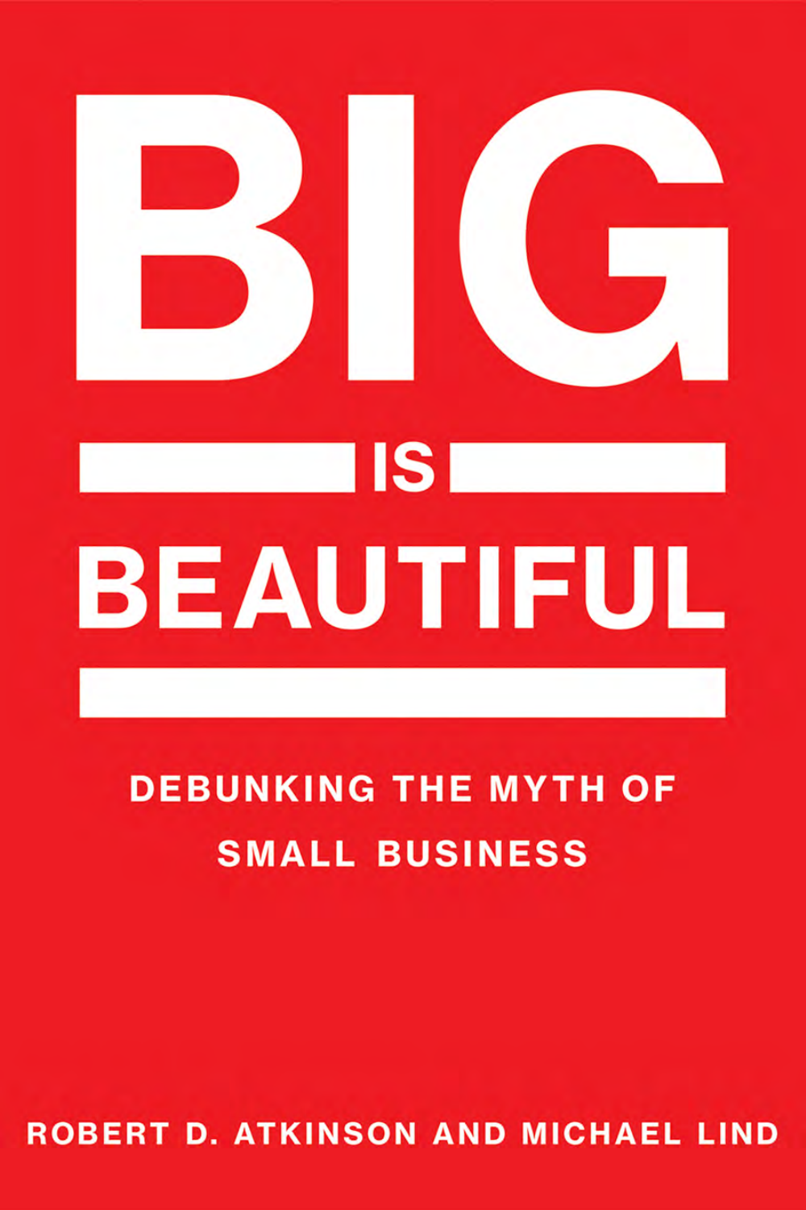# BIG IS BEAUTIFUL

## DEBUNKING THE MYTH OF SMALL BUSINESS

ROBERT D. ATKINSON AND MICHAEL LIND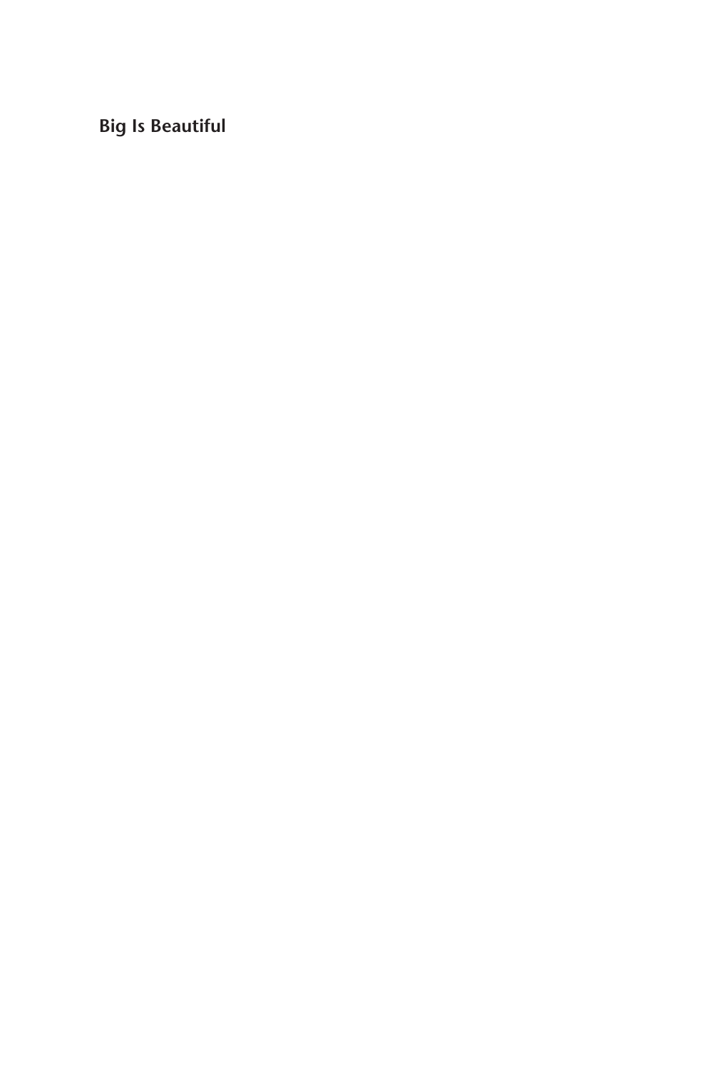**Big Is Beautiful**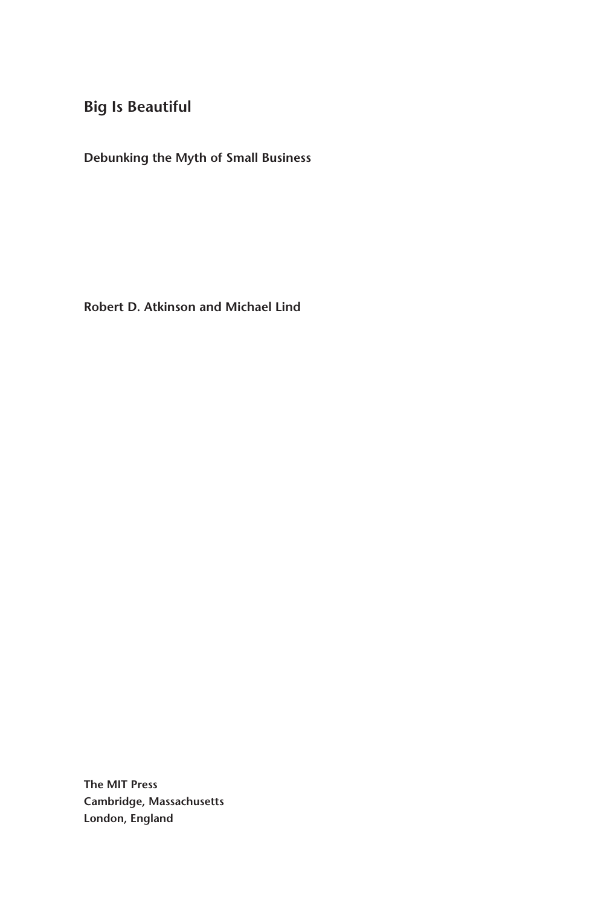# Big Is Beautiful

## Debunking the Myth of Small Business

**Robert D. Atkinson and Michael Lind**

**The MIT Press**
**Cambridge, Massachusetts**
**London, England**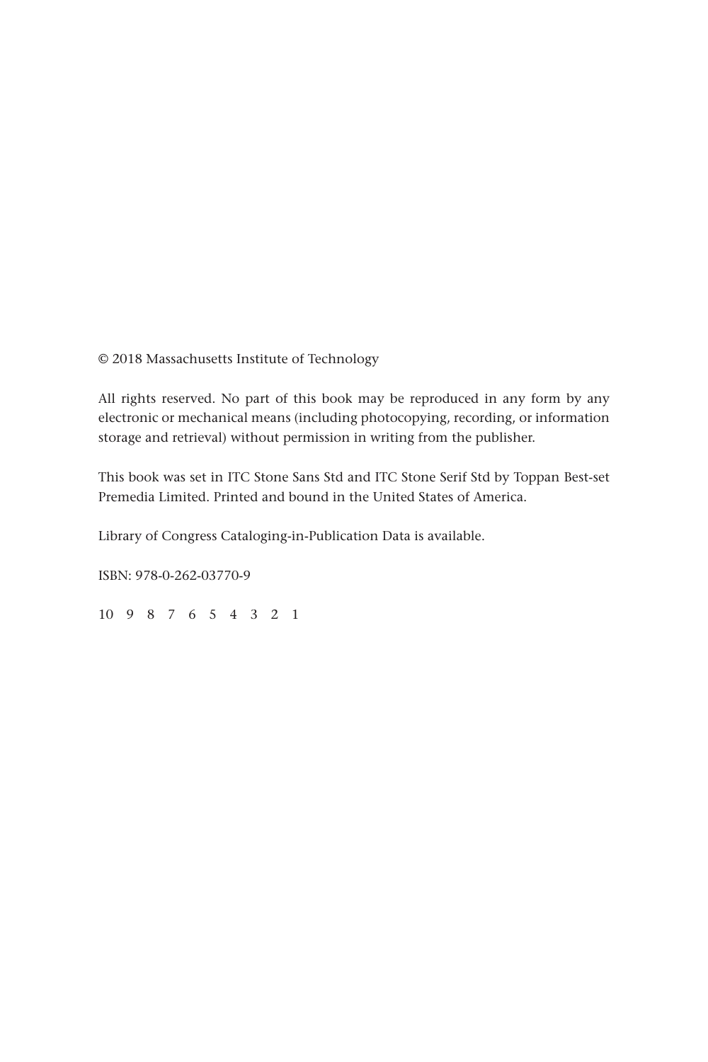© 2018 Massachusetts Institute of Technology

All rights reserved. No part of this book may be reproduced in any form by any electronic or mechanical means (including photocopying, recording, or information storage and retrieval) without permission in writing from the publisher.

This book was set in ITC Stone Sans Std and ITC Stone Serif Std by Toppan Best-set Premedia Limited. Printed and bound in the United States of America.

Library of Congress Cataloging-in-Publication Data is available.

ISBN: 978-0-262-03770-9

10 9 8 7 6 5 4 3 2 1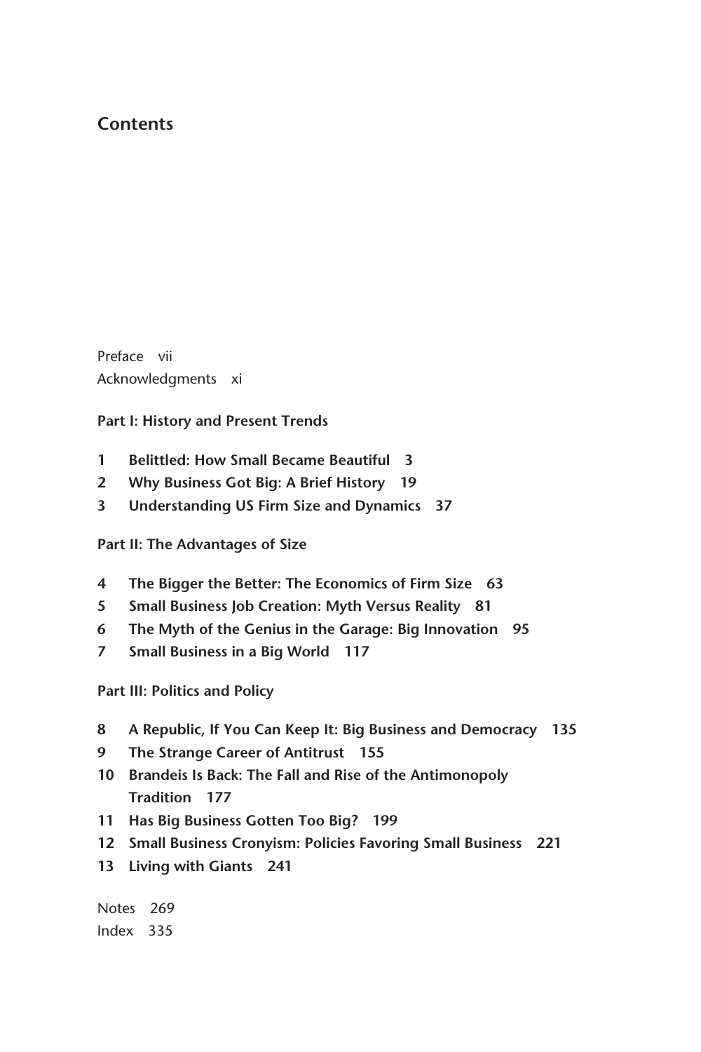# Contents

Preface vii
Acknowledgments xi

**Part I: History and Present Trends**

**1 Belittled: How Small Became Beautiful 3**
**2 Why Business Got Big: A Brief History 19**
**3 Understanding US Firm Size and Dynamics 37**

**Part II: The Advantages of Size**

**4 The Bigger the Better: The Economics of Firm Size 63**
**5 Small Business Job Creation: Myth Versus Reality 81**
**6 The Myth of the Genius in the Garage: Big Innovation 95**
**7 Small Business in a Big World 117**

**Part III: Politics and Policy**

**8 A Republic, If You Can Keep It: Big Business and Democracy 135**
**9 The Strange Career of Antitrust 155**
**10 Brandeis Is Back: The Fall and Rise of the Antimonopoly Tradition 177**
**11 Has Big Business Gotten Too Big? 199**
**12 Small Business Cronyism: Policies Favoring Small Business 221**
**13 Living with Giants 241**

Notes 269
Index 335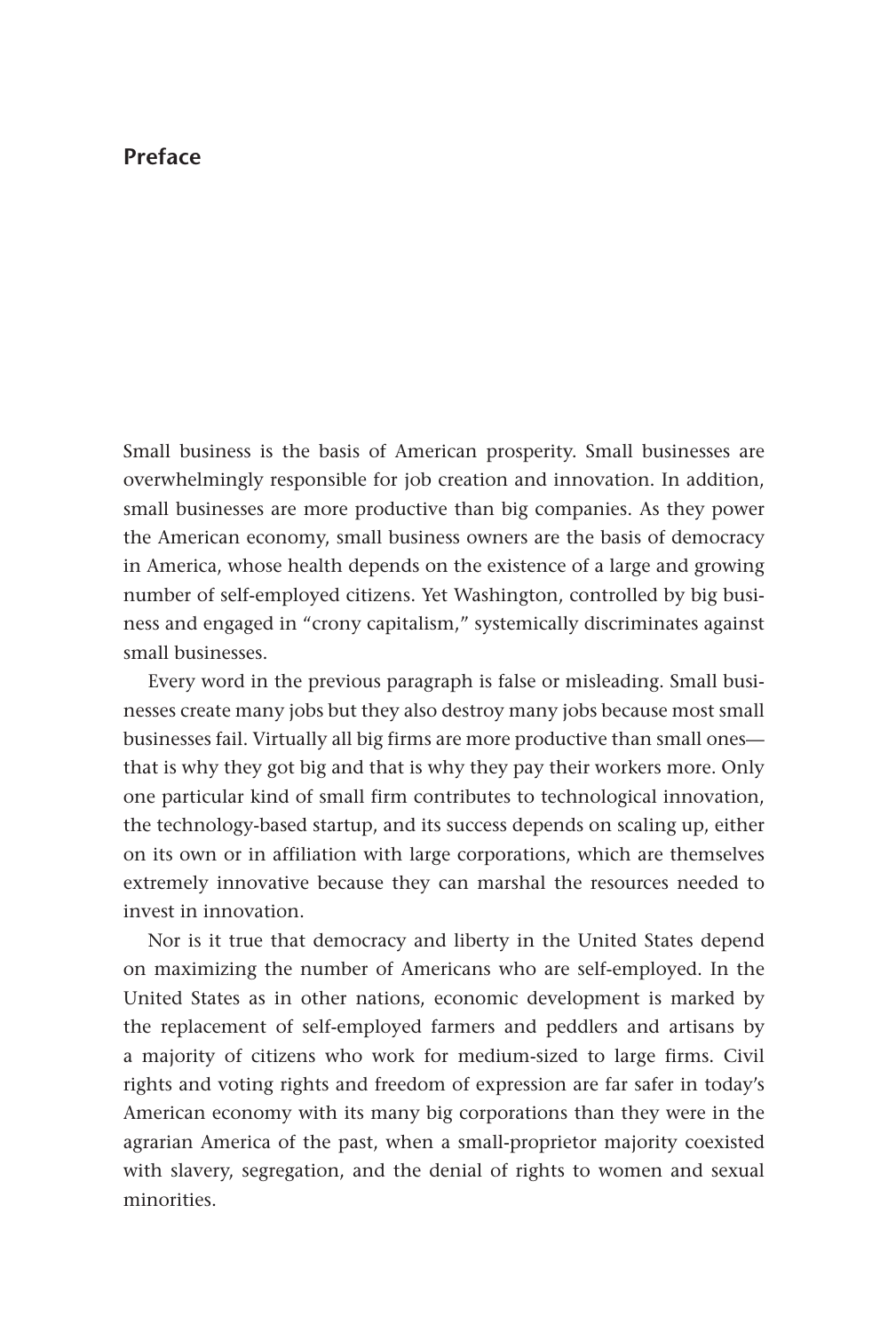# Preface

Small business is the basis of American prosperity. Small businesses are overwhelmingly responsible for job creation and innovation. In addition, small businesses are more productive than big companies. As they power the American economy, small business owners are the basis of democracy in America, whose health depends on the existence of a large and growing number of self-employed citizens. Yet Washington, controlled by big business and engaged in "crony capitalism," systemically discriminates against small businesses.

Every word in the previous paragraph is false or misleading. Small businesses create many jobs but they also destroy many jobs because most small businesses fail. Virtually all big firms are more productive than small ones—that is why they got big and that is why they pay their workers more. Only one particular kind of small firm contributes to technological innovation, the technology-based startup, and its success depends on scaling up, either on its own or in affiliation with large corporations, which are themselves extremely innovative because they can marshal the resources needed to invest in innovation.

Nor is it true that democracy and liberty in the United States depend on maximizing the number of Americans who are self-employed. In the United States as in other nations, economic development is marked by the replacement of self-employed farmers and peddlers and artisans by a majority of citizens who work for medium-sized to large firms. Civil rights and voting rights and freedom of expression are far safer in today's American economy with its many big corporations than they were in the agrarian America of the past, when a small-proprietor majority coexisted with slavery, segregation, and the denial of rights to women and sexual minorities.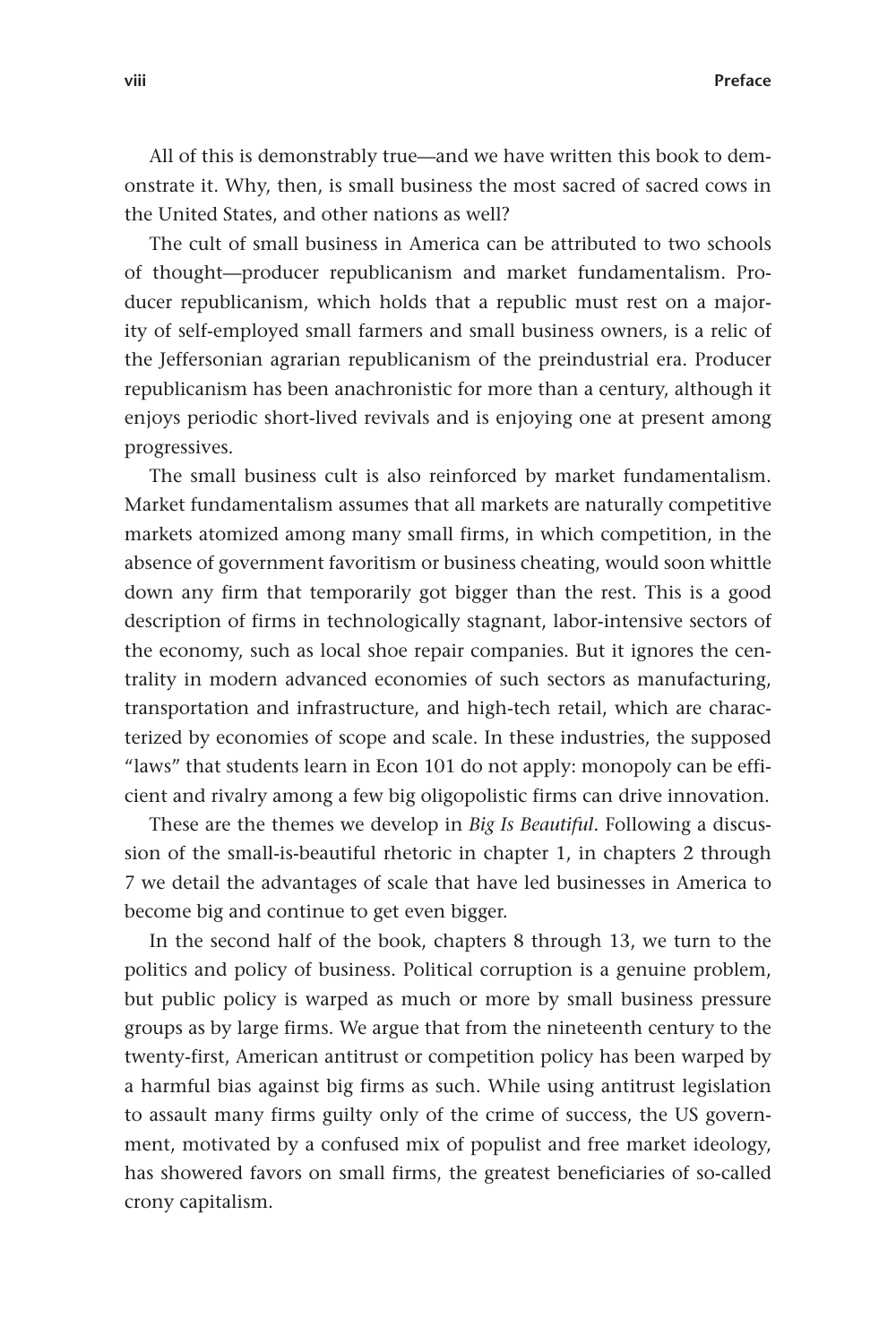All of this is demonstrably true—and we have written this book to demonstrate it. Why, then, is small business the most sacred of sacred cows in the United States, and other nations as well?

The cult of small business in America can be attributed to two schools of thought—producer republicanism and market fundamentalism. Producer republicanism, which holds that a republic must rest on a majority of self-employed small farmers and small business owners, is a relic of the Jeffersonian agrarian republicanism of the preindustrial era. Producer republicanism has been anachronistic for more than a century, although it enjoys periodic short-lived revivals and is enjoying one at present among progressives.

The small business cult is also reinforced by market fundamentalism. Market fundamentalism assumes that all markets are naturally competitive markets atomized among many small firms, in which competition, in the absence of government favoritism or business cheating, would soon whittle down any firm that temporarily got bigger than the rest. This is a good description of firms in technologically stagnant, labor-intensive sectors of the economy, such as local shoe repair companies. But it ignores the centrality in modern advanced economies of such sectors as manufacturing, transportation and infrastructure, and high-tech retail, which are characterized by economies of scope and scale. In these industries, the supposed "laws" that students learn in Econ 101 do not apply: monopoly can be efficient and rivalry among a few big oligopolistic firms can drive innovation.

These are the themes we develop in *Big Is Beautiful*. Following a discussion of the small-is-beautiful rhetoric in chapter 1, in chapters 2 through 7 we detail the advantages of scale that have led businesses in America to become big and continue to get even bigger.

In the second half of the book, chapters 8 through 13, we turn to the politics and policy of business. Political corruption is a genuine problem, but public policy is warped as much or more by small business pressure groups as by large firms. We argue that from the nineteenth century to the twenty-first, American antitrust or competition policy has been warped by a harmful bias against big firms as such. While using antitrust legislation to assault many firms guilty only of the crime of success, the US government, motivated by a confused mix of populist and free market ideology, has showered favors on small firms, the greatest beneficiaries of so-called crony capitalism.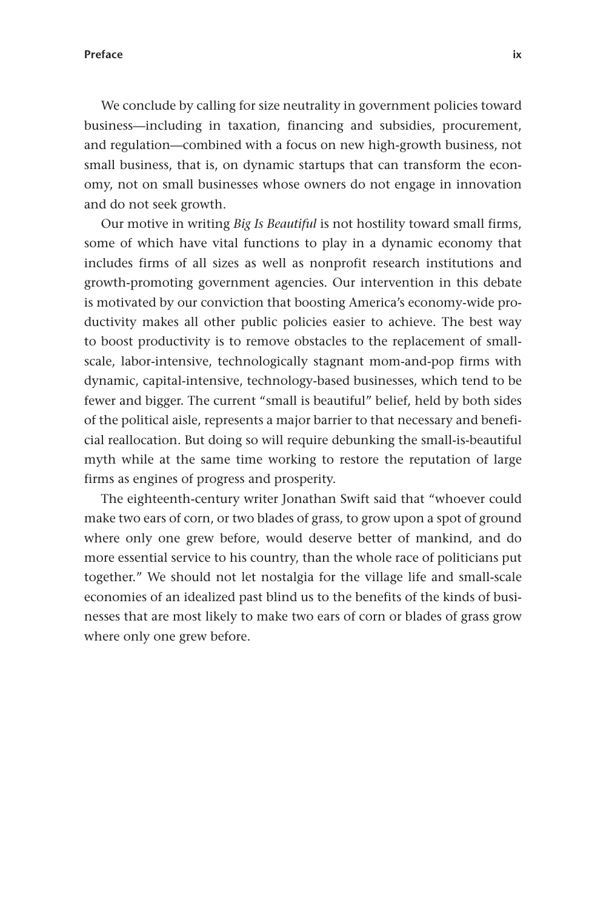We conclude by calling for size neutrality in government policies toward business—including in taxation, financing and subsidies, procurement, and regulation—combined with a focus on new high-growth business, not small business, that is, on dynamic startups that can transform the economy, not on small businesses whose owners do not engage in innovation and do not seek growth.

Our motive in writing *Big Is Beautiful* is not hostility toward small firms, some of which have vital functions to play in a dynamic economy that includes firms of all sizes as well as nonprofit research institutions and growth-promoting government agencies. Our intervention in this debate is motivated by our conviction that boosting America's economy-wide productivity makes all other public policies easier to achieve. The best way to boost productivity is to remove obstacles to the replacement of small-scale, labor-intensive, technologically stagnant mom-and-pop firms with dynamic, capital-intensive, technology-based businesses, which tend to be fewer and bigger. The current "small is beautiful" belief, held by both sides of the political aisle, represents a major barrier to that necessary and beneficial reallocation. But doing so will require debunking the small-is-beautiful myth while at the same time working to restore the reputation of large firms as engines of progress and prosperity.

The eighteenth-century writer Jonathan Swift said that "whoever could make two ears of corn, or two blades of grass, to grow upon a spot of ground where only one grew before, would deserve better of mankind, and do more essential service to his country, than the whole race of politicians put together." We should not let nostalgia for the village life and small-scale economies of an idealized past blind us to the benefits of the kinds of businesses that are most likely to make two ears of corn or blades of grass grow where only one grew before.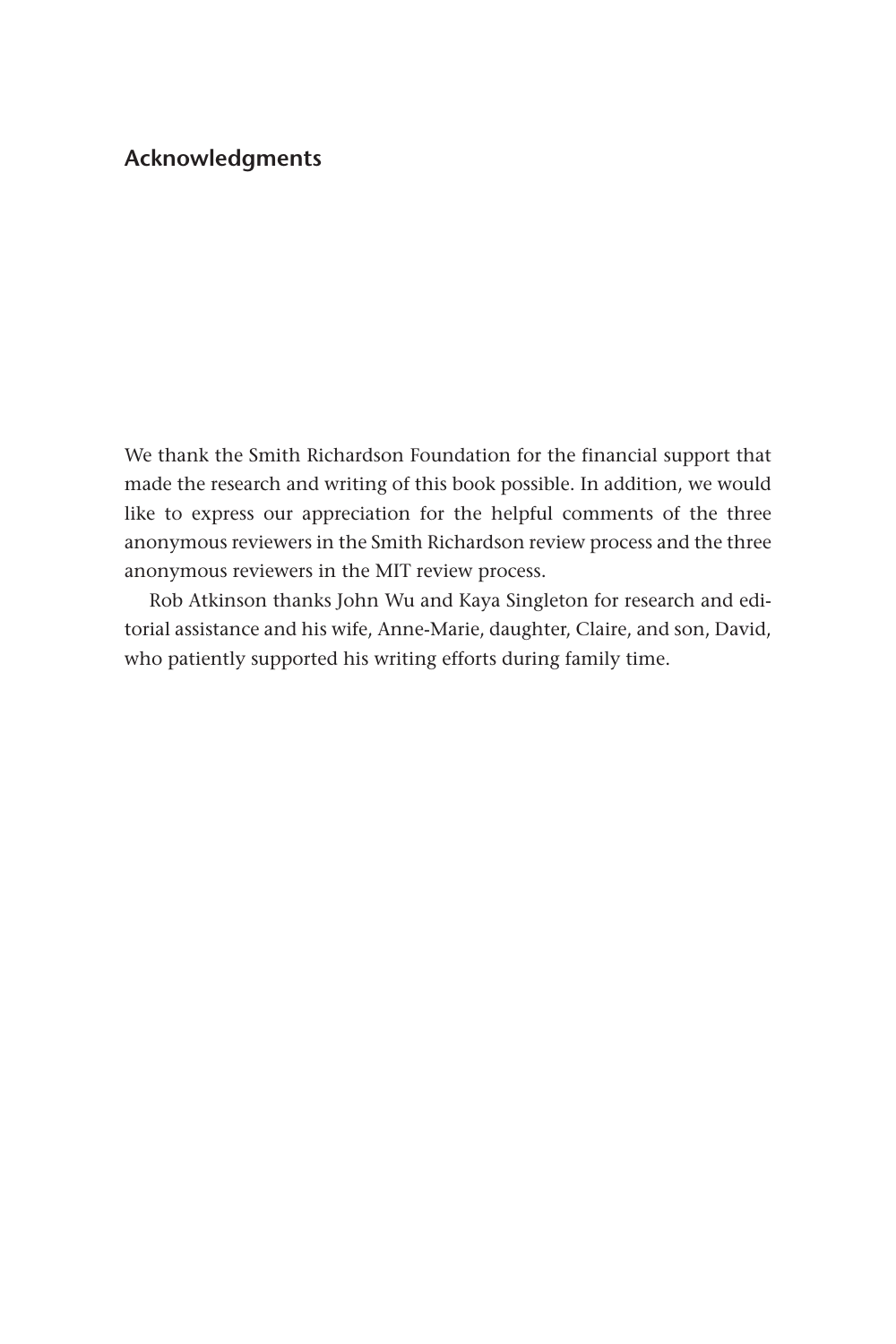# Acknowledgments

We thank the Smith Richardson Foundation for the financial support that made the research and writing of this book possible. In addition, we would like to express our appreciation for the helpful comments of the three anonymous reviewers in the Smith Richardson review process and the three anonymous reviewers in the MIT review process.

Rob Atkinson thanks John Wu and Kaya Singleton for research and editorial assistance and his wife, Anne-Marie, daughter, Claire, and son, David, who patiently supported his writing efforts during family time.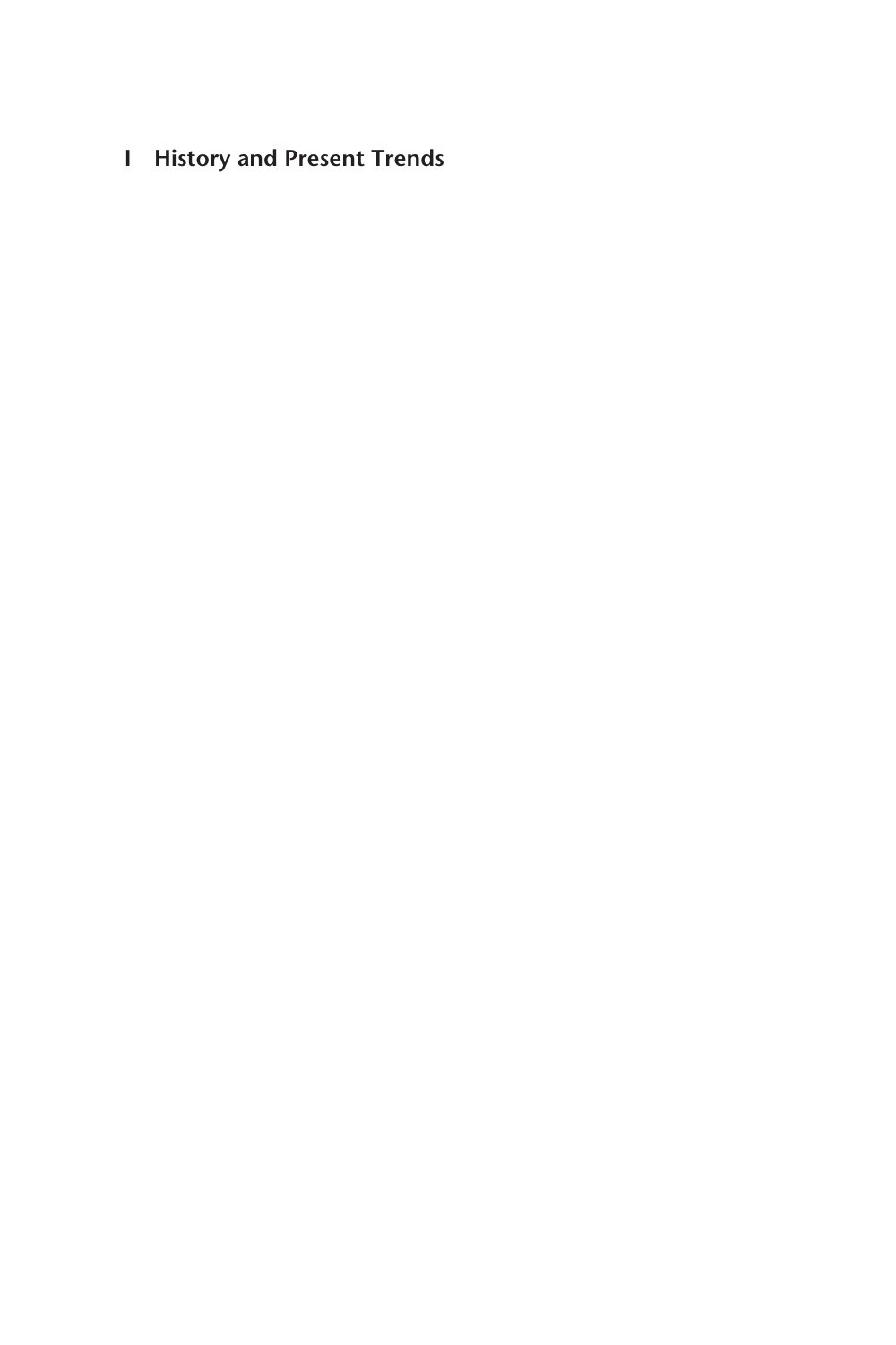# I History and Present Trends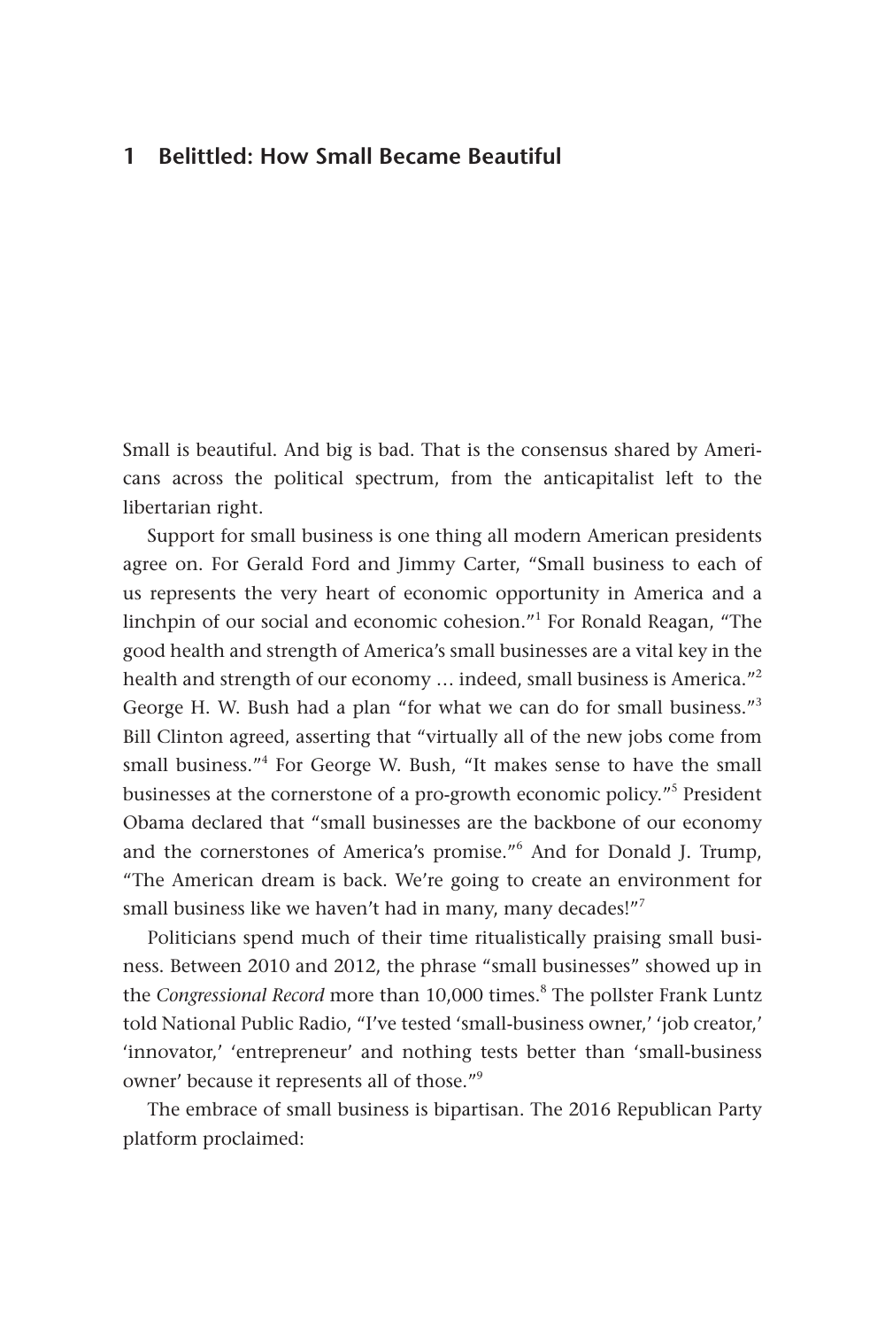# 1 Belittled: How Small Became Beautiful

Small is beautiful. And big is bad. That is the consensus shared by Americans across the political spectrum, from the anticapitalist left to the libertarian right.

Support for small business is one thing all modern American presidents agree on. For Gerald Ford and Jimmy Carter, "Small business to each of us represents the very heart of economic opportunity in America and a linchpin of our social and economic cohesion."[1] For Ronald Reagan, "The good health and strength of America's small businesses are a vital key in the health and strength of our economy … indeed, small business is America."[2] George H. W. Bush had a plan "for what we can do for small business."[3] Bill Clinton agreed, asserting that "virtually all of the new jobs come from small business."[4] For George W. Bush, "It makes sense to have the small businesses at the cornerstone of a pro-growth economic policy."[5] President Obama declared that "small businesses are the backbone of our economy and the cornerstones of America's promise."[6] And for Donald J. Trump, "The American dream is back. We're going to create an environment for small business like we haven't had in many, many decades!"[7]

Politicians spend much of their time ritualistically praising small business. Between 2010 and 2012, the phrase "small businesses" showed up in the *Congressional Record* more than 10,000 times.[8] The pollster Frank Luntz told National Public Radio, "I've tested 'small-business owner,' 'job creator,' 'innovator,' 'entrepreneur' and nothing tests better than 'small-business owner' because it represents all of those."[9]

The embrace of small business is bipartisan. The 2016 Republican Party platform proclaimed: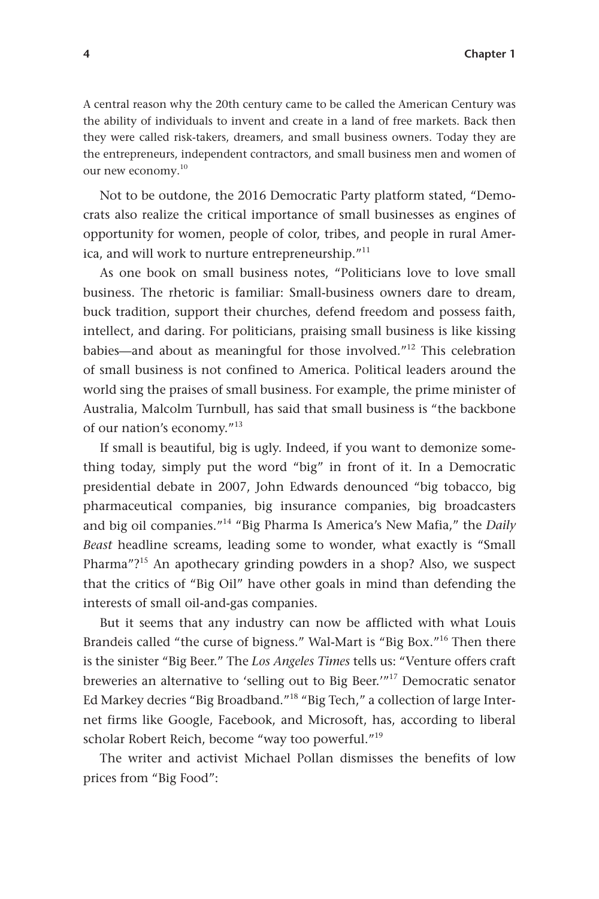A central reason why the 20th century came to be called the American Century was the ability of individuals to invent and create in a land of free markets. Back then they were called risk-takers, dreamers, and small business owners. Today they are the entrepreneurs, independent contractors, and small business men and women of our new economy.[10]

Not to be outdone, the 2016 Democratic Party platform stated, "Democrats also realize the critical importance of small businesses as engines of opportunity for women, people of color, tribes, and people in rural America, and will work to nurture entrepreneurship."[11]

As one book on small business notes, "Politicians love to love small business. The rhetoric is familiar: Small-business owners dare to dream, buck tradition, support their churches, defend freedom and possess faith, intellect, and daring. For politicians, praising small business is like kissing babies—and about as meaningful for those involved."[12] This celebration of small business is not confined to America. Political leaders around the world sing the praises of small business. For example, the prime minister of Australia, Malcolm Turnbull, has said that small business is "the backbone of our nation's economy."[13]

If small is beautiful, big is ugly. Indeed, if you want to demonize something today, simply put the word "big" in front of it. In a Democratic presidential debate in 2007, John Edwards denounced "big tobacco, big pharmaceutical companies, big insurance companies, big broadcasters and big oil companies."[14] "Big Pharma Is America's New Mafia," the *Daily Beast* headline screams, leading some to wonder, what exactly is "Small Pharma"?[15] An apothecary grinding powders in a shop? Also, we suspect that the critics of "Big Oil" have other goals in mind than defending the interests of small oil-and-gas companies.

But it seems that any industry can now be afflicted with what Louis Brandeis called "the curse of bigness." Wal-Mart is "Big Box."[16] Then there is the sinister "Big Beer." The *Los Angeles Times* tells us: "Venture offers craft breweries an alternative to 'selling out to Big Beer.'"[17] Democratic senator Ed Markey decries "Big Broadband."[18] "Big Tech," a collection of large Internet firms like Google, Facebook, and Microsoft, has, according to liberal scholar Robert Reich, become "way too powerful."[19]

The writer and activist Michael Pollan dismisses the benefits of low prices from "Big Food":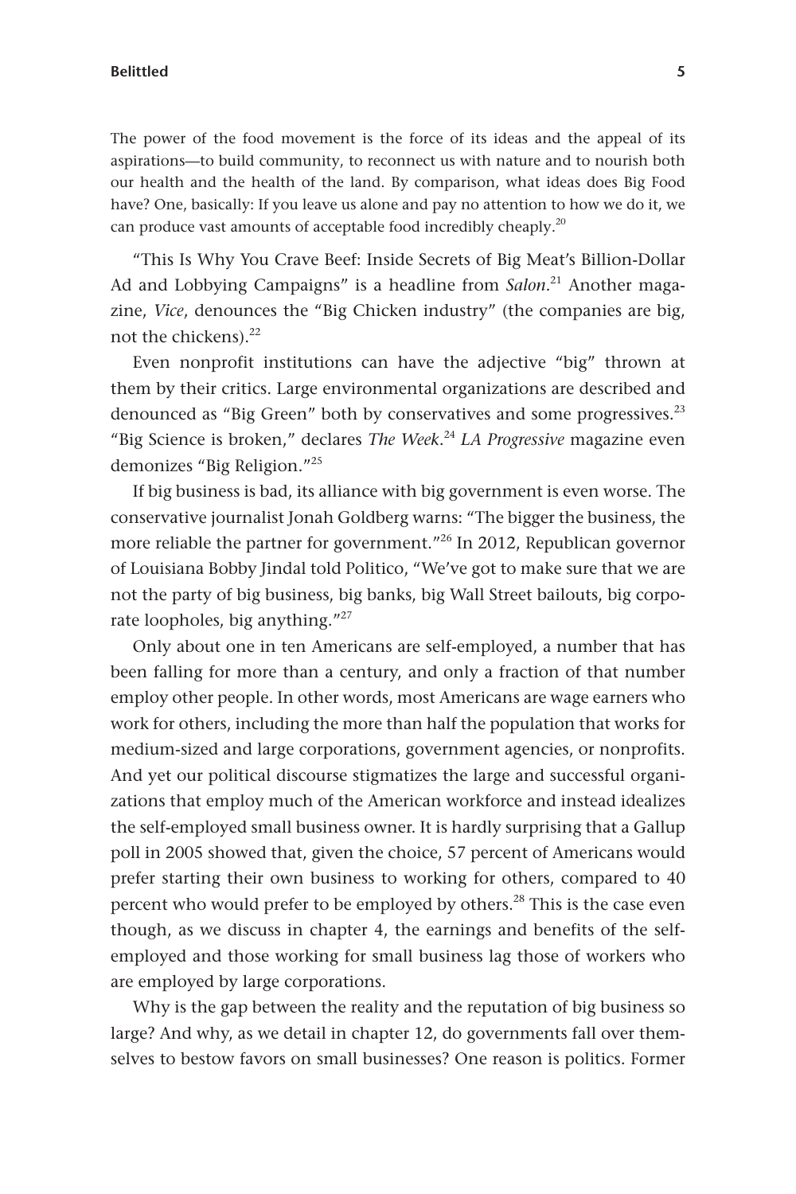The power of the food movement is the force of its ideas and the appeal of its aspirations—to build community, to reconnect us with nature and to nourish both our health and the health of the land. By comparison, what ideas does Big Food have? One, basically: If you leave us alone and pay no attention to how we do it, we can produce vast amounts of acceptable food incredibly cheaply.[20]

"This Is Why You Crave Beef: Inside Secrets of Big Meat's Billion-Dollar Ad and Lobbying Campaigns" is a headline from *Salon*.[21] Another magazine, *Vice*, denounces the "Big Chicken industry" (the companies are big, not the chickens).[22]

Even nonprofit institutions can have the adjective "big" thrown at them by their critics. Large environmental organizations are described and denounced as "Big Green" both by conservatives and some progressives.[23] "Big Science is broken," declares *The Week*.[24] *LA Progressive* magazine even demonizes "Big Religion."[25]

If big business is bad, its alliance with big government is even worse. The conservative journalist Jonah Goldberg warns: "The bigger the business, the more reliable the partner for government."[26] In 2012, Republican governor of Louisiana Bobby Jindal told Politico, "We've got to make sure that we are not the party of big business, big banks, big Wall Street bailouts, big corporate loopholes, big anything."[27]

Only about one in ten Americans are self-employed, a number that has been falling for more than a century, and only a fraction of that number employ other people. In other words, most Americans are wage earners who work for others, including the more than half the population that works for medium-sized and large corporations, government agencies, or nonprofits. And yet our political discourse stigmatizes the large and successful organizations that employ much of the American workforce and instead idealizes the self-employed small business owner. It is hardly surprising that a Gallup poll in 2005 showed that, given the choice, 57 percent of Americans would prefer starting their own business to working for others, compared to 40 percent who would prefer to be employed by others.[28] This is the case even though, as we discuss in chapter 4, the earnings and benefits of the self-employed and those working for small business lag those of workers who are employed by large corporations.

Why is the gap between the reality and the reputation of big business so large? And why, as we detail in chapter 12, do governments fall over themselves to bestow favors on small businesses? One reason is politics. Former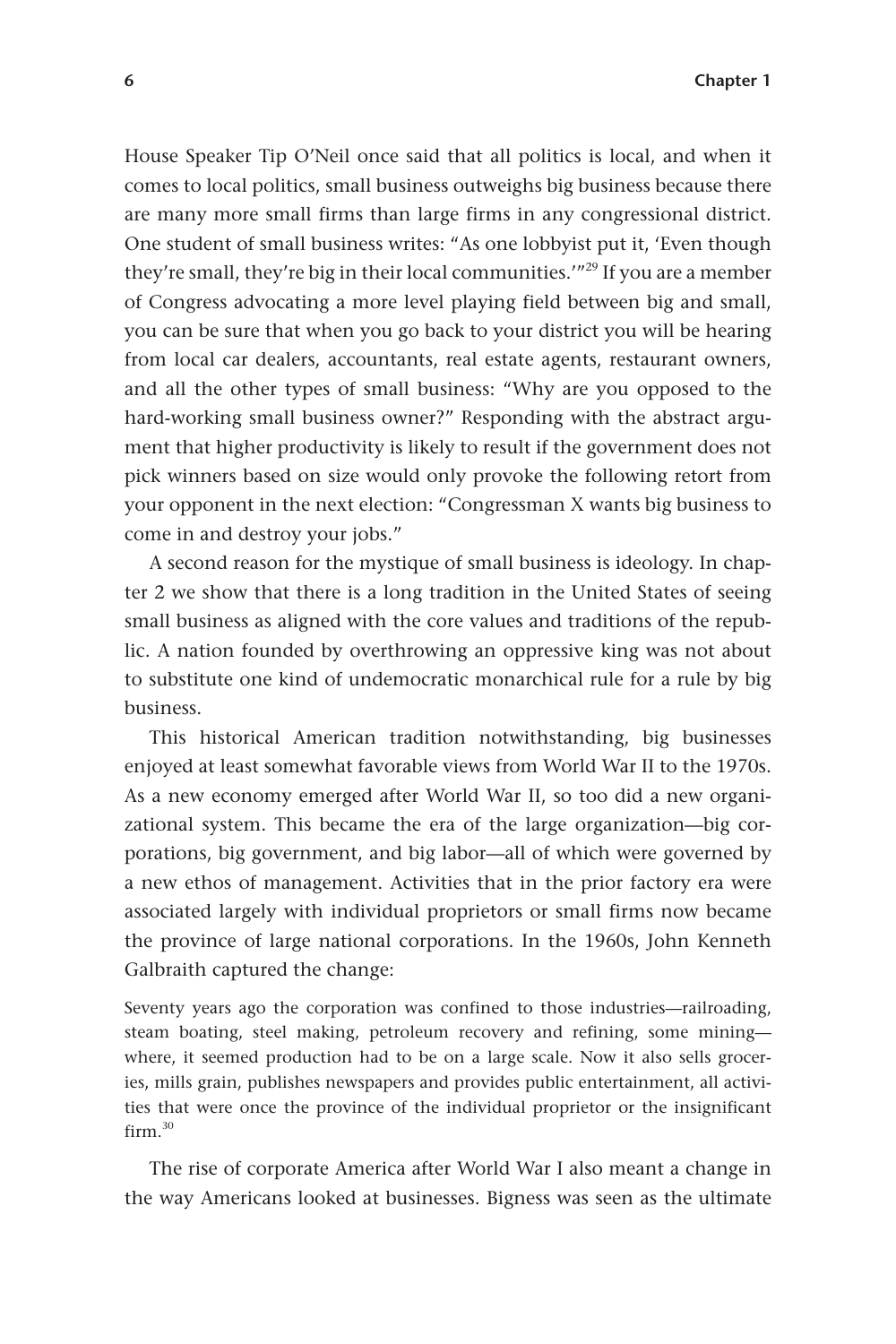House Speaker Tip O'Neil once said that all politics is local, and when it comes to local politics, small business outweighs big business because there are many more small firms than large firms in any congressional district. One student of small business writes: "As one lobbyist put it, 'Even though they're small, they're big in their local communities.'"[29] If you are a member of Congress advocating a more level playing field between big and small, you can be sure that when you go back to your district you will be hearing from local car dealers, accountants, real estate agents, restaurant owners, and all the other types of small business: "Why are you opposed to the hard-working small business owner?" Responding with the abstract argument that higher productivity is likely to result if the government does not pick winners based on size would only provoke the following retort from your opponent in the next election: "Congressman X wants big business to come in and destroy your jobs."

A second reason for the mystique of small business is ideology. In chapter 2 we show that there is a long tradition in the United States of seeing small business as aligned with the core values and traditions of the republic. A nation founded by overthrowing an oppressive king was not about to substitute one kind of undemocratic monarchical rule for a rule by big business.

This historical American tradition notwithstanding, big businesses enjoyed at least somewhat favorable views from World War II to the 1970s. As a new economy emerged after World War II, so too did a new organizational system. This became the era of the large organization—big corporations, big government, and big labor—all of which were governed by a new ethos of management. Activities that in the prior factory era were associated largely with individual proprietors or small firms now became the province of large national corporations. In the 1960s, John Kenneth Galbraith captured the change:

> Seventy years ago the corporation was confined to those industries—railroading, steam boating, steel making, petroleum recovery and refining, some mining—where, it seemed production had to be on a large scale. Now it also sells groceries, mills grain, publishes newspapers and provides public entertainment, all activities that were once the province of the individual proprietor or the insignificant firm.[30]

The rise of corporate America after World War I also meant a change in the way Americans looked at businesses. Bigness was seen as the ultimate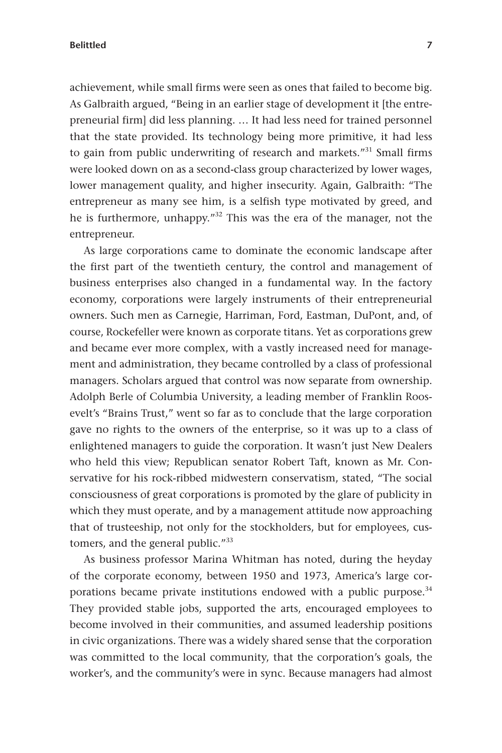achievement, while small firms were seen as ones that failed to become big. As Galbraith argued, "Being in an earlier stage of development it [the entrepreneurial firm] did less planning. … It had less need for trained personnel that the state provided. Its technology being more primitive, it had less to gain from public underwriting of research and markets."[31] Small firms were looked down on as a second-class group characterized by lower wages, lower management quality, and higher insecurity. Again, Galbraith: "The entrepreneur as many see him, is a selfish type motivated by greed, and he is furthermore, unhappy."[32] This was the era of the manager, not the entrepreneur.

As large corporations came to dominate the economic landscape after the first part of the twentieth century, the control and management of business enterprises also changed in a fundamental way. In the factory economy, corporations were largely instruments of their entrepreneurial owners. Such men as Carnegie, Harriman, Ford, Eastman, DuPont, and, of course, Rockefeller were known as corporate titans. Yet as corporations grew and became ever more complex, with a vastly increased need for management and administration, they became controlled by a class of professional managers. Scholars argued that control was now separate from ownership. Adolph Berle of Columbia University, a leading member of Franklin Roosevelt's "Brains Trust," went so far as to conclude that the large corporation gave no rights to the owners of the enterprise, so it was up to a class of enlightened managers to guide the corporation. It wasn't just New Dealers who held this view; Republican senator Robert Taft, known as Mr. Conservative for his rock-ribbed midwestern conservatism, stated, "The social consciousness of great corporations is promoted by the glare of publicity in which they must operate, and by a management attitude now approaching that of trusteeship, not only for the stockholders, but for employees, customers, and the general public."[33]

As business professor Marina Whitman has noted, during the heyday of the corporate economy, between 1950 and 1973, America's large corporations became private institutions endowed with a public purpose.[34] They provided stable jobs, supported the arts, encouraged employees to become involved in their communities, and assumed leadership positions in civic organizations. There was a widely shared sense that the corporation was committed to the local community, that the corporation's goals, the worker's, and the community's were in sync. Because managers had almost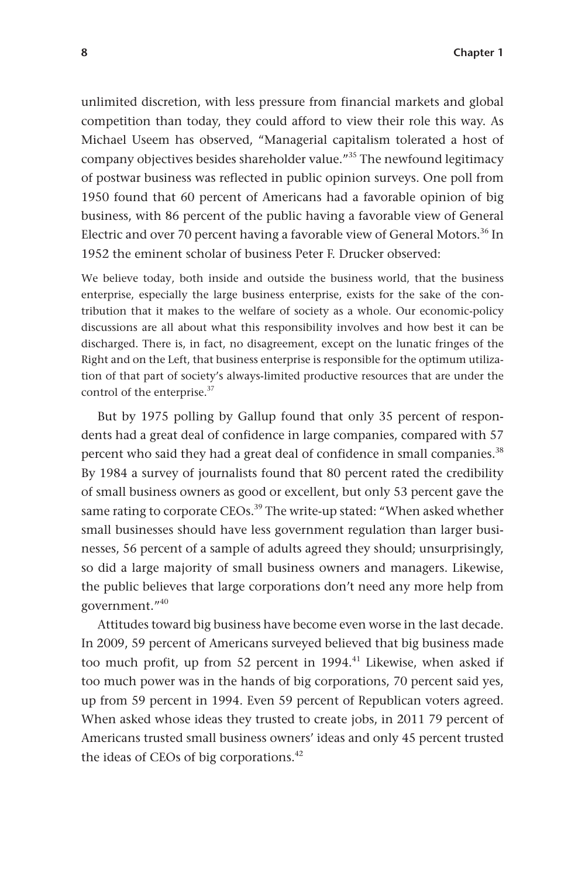unlimited discretion, with less pressure from financial markets and global competition than today, they could afford to view their role this way. As Michael Useem has observed, "Managerial capitalism tolerated a host of company objectives besides shareholder value."[35] The newfound legitimacy of postwar business was reflected in public opinion surveys. One poll from 1950 found that 60 percent of Americans had a favorable opinion of big business, with 86 percent of the public having a favorable view of General Electric and over 70 percent having a favorable view of General Motors.[36] In 1952 the eminent scholar of business Peter F. Drucker observed:

> We believe today, both inside and outside the business world, that the business enterprise, especially the large business enterprise, exists for the sake of the contribution that it makes to the welfare of society as a whole. Our economic-policy discussions are all about what this responsibility involves and how best it can be discharged. There is, in fact, no disagreement, except on the lunatic fringes of the Right and on the Left, that business enterprise is responsible for the optimum utilization of that part of society's always-limited productive resources that are under the control of the enterprise.[37]

But by 1975 polling by Gallup found that only 35 percent of respondents had a great deal of confidence in large companies, compared with 57 percent who said they had a great deal of confidence in small companies.[38] By 1984 a survey of journalists found that 80 percent rated the credibility of small business owners as good or excellent, but only 53 percent gave the same rating to corporate CEOs.[39] The write-up stated: "When asked whether small businesses should have less government regulation than larger businesses, 56 percent of a sample of adults agreed they should; unsurprisingly, so did a large majority of small business owners and managers. Likewise, the public believes that large corporations don't need any more help from government."[40]

Attitudes toward big business have become even worse in the last decade. In 2009, 59 percent of Americans surveyed believed that big business made too much profit, up from 52 percent in 1994.[41] Likewise, when asked if too much power was in the hands of big corporations, 70 percent said yes, up from 59 percent in 1994. Even 59 percent of Republican voters agreed. When asked whose ideas they trusted to create jobs, in 2011 79 percent of Americans trusted small business owners' ideas and only 45 percent trusted the ideas of CEOs of big corporations.[42]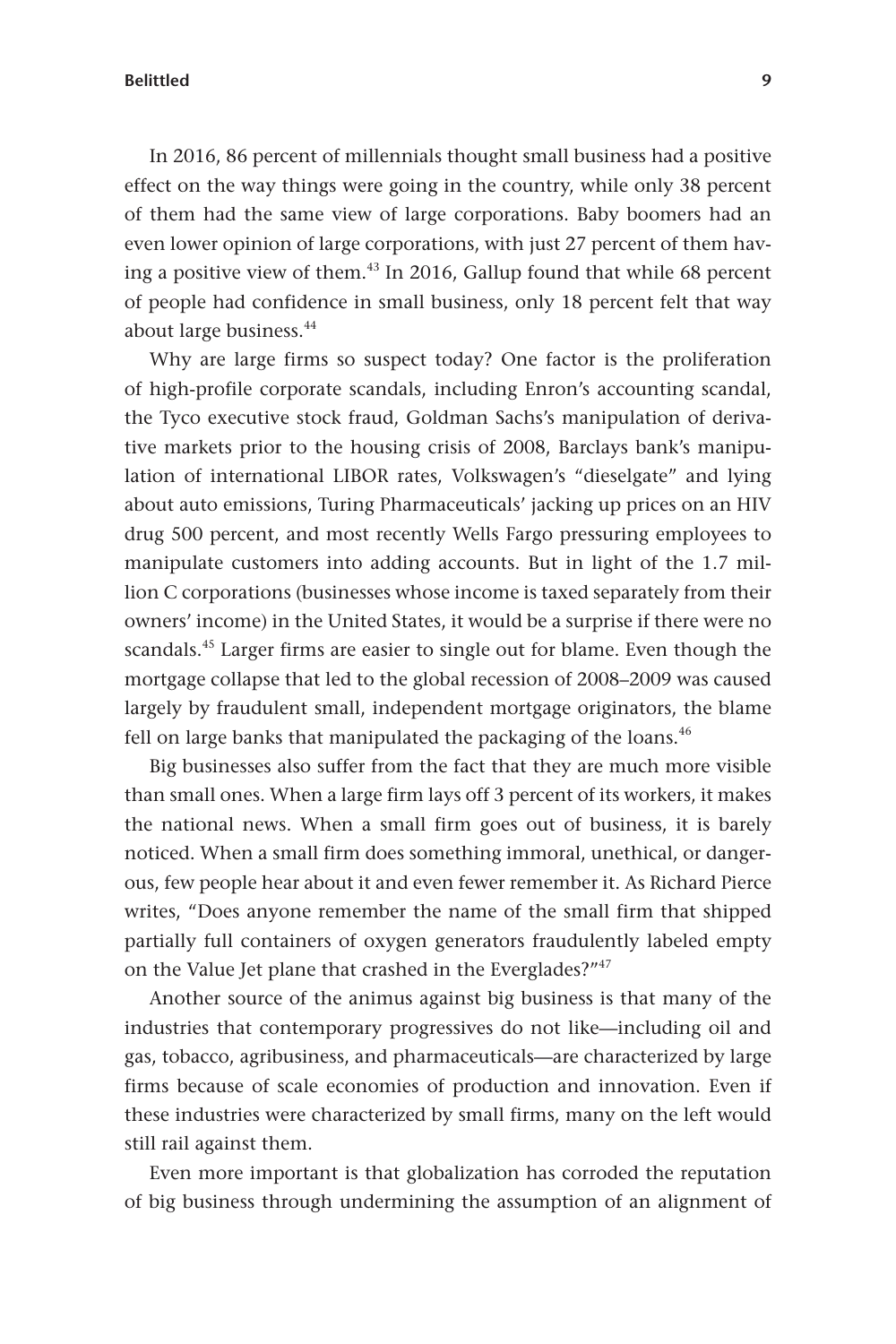In 2016, 86 percent of millennials thought small business had a positive effect on the way things were going in the country, while only 38 percent of them had the same view of large corporations. Baby boomers had an even lower opinion of large corporations, with just 27 percent of them having a positive view of them.[43] In 2016, Gallup found that while 68 percent of people had confidence in small business, only 18 percent felt that way about large business.[44]

Why are large firms so suspect today? One factor is the proliferation of high-profile corporate scandals, including Enron's accounting scandal, the Tyco executive stock fraud, Goldman Sachs's manipulation of derivative markets prior to the housing crisis of 2008, Barclays bank's manipulation of international LIBOR rates, Volkswagen's "dieselgate" and lying about auto emissions, Turing Pharmaceuticals' jacking up prices on an HIV drug 500 percent, and most recently Wells Fargo pressuring employees to manipulate customers into adding accounts. But in light of the 1.7 million C corporations (businesses whose income is taxed separately from their owners' income) in the United States, it would be a surprise if there were no scandals.[45] Larger firms are easier to single out for blame. Even though the mortgage collapse that led to the global recession of 2008–2009 was caused largely by fraudulent small, independent mortgage originators, the blame fell on large banks that manipulated the packaging of the loans.[46]

Big businesses also suffer from the fact that they are much more visible than small ones. When a large firm lays off 3 percent of its workers, it makes the national news. When a small firm goes out of business, it is barely noticed. When a small firm does something immoral, unethical, or dangerous, few people hear about it and even fewer remember it. As Richard Pierce writes, "Does anyone remember the name of the small firm that shipped partially full containers of oxygen generators fraudulently labeled empty on the Value Jet plane that crashed in the Everglades?"[47]

Another source of the animus against big business is that many of the industries that contemporary progressives do not like—including oil and gas, tobacco, agribusiness, and pharmaceuticals—are characterized by large firms because of scale economies of production and innovation. Even if these industries were characterized by small firms, many on the left would still rail against them.

Even more important is that globalization has corroded the reputation of big business through undermining the assumption of an alignment of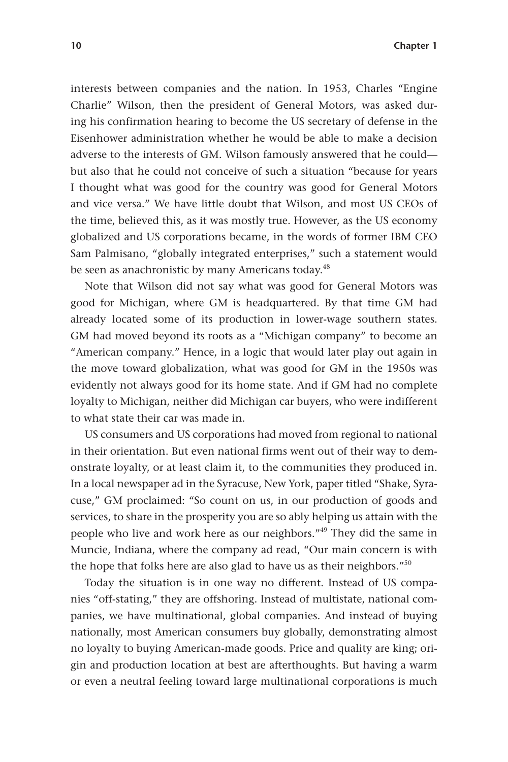interests between companies and the nation. In 1953, Charles "Engine Charlie" Wilson, then the president of General Motors, was asked during his confirmation hearing to become the US secretary of defense in the Eisenhower administration whether he would be able to make a decision adverse to the interests of GM. Wilson famously answered that he could—but also that he could not conceive of such a situation "because for years I thought what was good for the country was good for General Motors and vice versa." We have little doubt that Wilson, and most US CEOs of the time, believed this, as it was mostly true. However, as the US economy globalized and US corporations became, in the words of former IBM CEO Sam Palmisano, "globally integrated enterprises," such a statement would be seen as anachronistic by many Americans today.[48]

Note that Wilson did not say what was good for General Motors was good for Michigan, where GM is headquartered. By that time GM had already located some of its production in lower-wage southern states. GM had moved beyond its roots as a "Michigan company" to become an "American company." Hence, in a logic that would later play out again in the move toward globalization, what was good for GM in the 1950s was evidently not always good for its home state. And if GM had no complete loyalty to Michigan, neither did Michigan car buyers, who were indifferent to what state their car was made in.

US consumers and US corporations had moved from regional to national in their orientation. But even national firms went out of their way to demonstrate loyalty, or at least claim it, to the communities they produced in. In a local newspaper ad in the Syracuse, New York, paper titled "Shake, Syracuse," GM proclaimed: "So count on us, in our production of goods and services, to share in the prosperity you are so ably helping us attain with the people who live and work here as our neighbors."[49] They did the same in Muncie, Indiana, where the company ad read, "Our main concern is with the hope that folks here are also glad to have us as their neighbors."[50]

Today the situation is in one way no different. Instead of US companies "off-stating," they are offshoring. Instead of multistate, national companies, we have multinational, global companies. And instead of buying nationally, most American consumers buy globally, demonstrating almost no loyalty to buying American-made goods. Price and quality are king; origin and production location at best are afterthoughts. But having a warm or even a neutral feeling toward large multinational corporations is much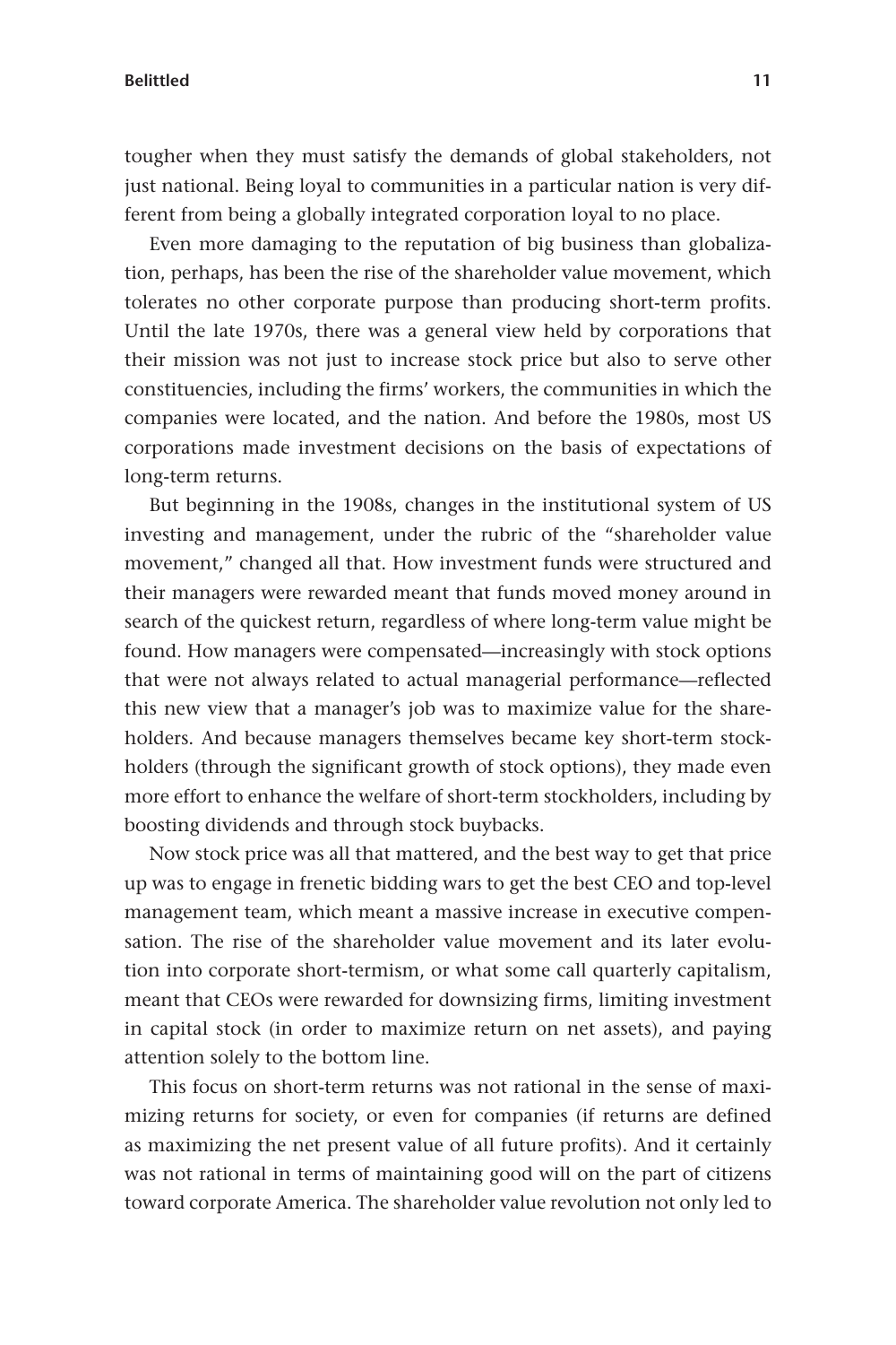tougher when they must satisfy the demands of global stakeholders, not just national. Being loyal to communities in a particular nation is very different from being a globally integrated corporation loyal to no place.

Even more damaging to the reputation of big business than globalization, perhaps, has been the rise of the shareholder value movement, which tolerates no other corporate purpose than producing short-term profits. Until the late 1970s, there was a general view held by corporations that their mission was not just to increase stock price but also to serve other constituencies, including the firms' workers, the communities in which the companies were located, and the nation. And before the 1980s, most US corporations made investment decisions on the basis of expectations of long-term returns.

But beginning in the 1908s, changes in the institutional system of US investing and management, under the rubric of the "shareholder value movement," changed all that. How investment funds were structured and their managers were rewarded meant that funds moved money around in search of the quickest return, regardless of where long-term value might be found. How managers were compensated—increasingly with stock options that were not always related to actual managerial performance—reflected this new view that a manager's job was to maximize value for the shareholders. And because managers themselves became key short-term stockholders (through the significant growth of stock options), they made even more effort to enhance the welfare of short-term stockholders, including by boosting dividends and through stock buybacks.

Now stock price was all that mattered, and the best way to get that price up was to engage in frenetic bidding wars to get the best CEO and top-level management team, which meant a massive increase in executive compensation. The rise of the shareholder value movement and its later evolution into corporate short-termism, or what some call quarterly capitalism, meant that CEOs were rewarded for downsizing firms, limiting investment in capital stock (in order to maximize return on net assets), and paying attention solely to the bottom line.

This focus on short-term returns was not rational in the sense of maximizing returns for society, or even for companies (if returns are defined as maximizing the net present value of all future profits). And it certainly was not rational in terms of maintaining good will on the part of citizens toward corporate America. The shareholder value revolution not only led to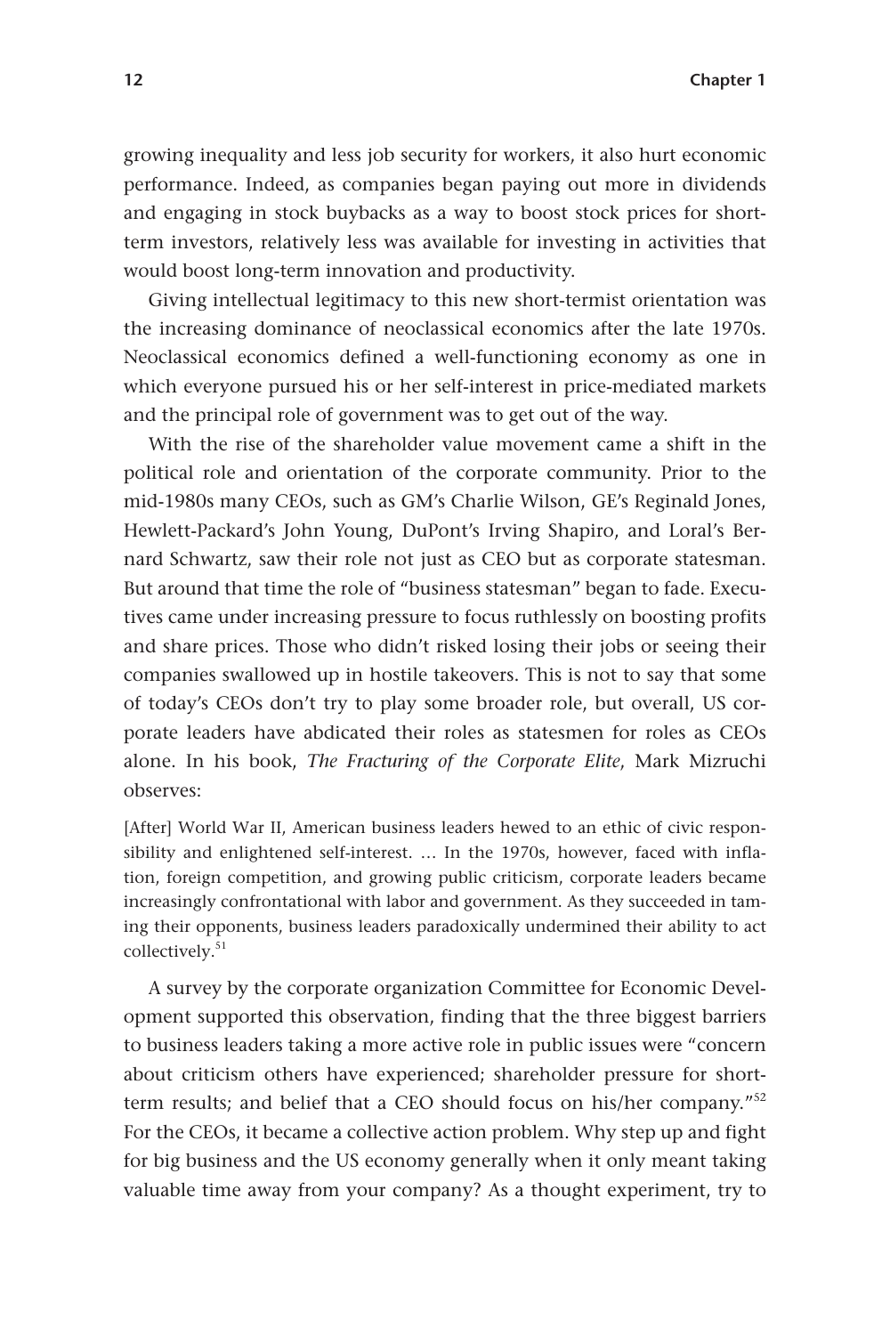growing inequality and less job security for workers, it also hurt economic performance. Indeed, as companies began paying out more in dividends and engaging in stock buybacks as a way to boost stock prices for short-term investors, relatively less was available for investing in activities that would boost long-term innovation and productivity.

Giving intellectual legitimacy to this new short-termist orientation was the increasing dominance of neoclassical economics after the late 1970s. Neoclassical economics defined a well-functioning economy as one in which everyone pursued his or her self-interest in price-mediated markets and the principal role of government was to get out of the way.

With the rise of the shareholder value movement came a shift in the political role and orientation of the corporate community. Prior to the mid-1980s many CEOs, such as GM's Charlie Wilson, GE's Reginald Jones, Hewlett-Packard's John Young, DuPont's Irving Shapiro, and Loral's Bernard Schwartz, saw their role not just as CEO but as corporate statesman. But around that time the role of "business statesman" began to fade. Executives came under increasing pressure to focus ruthlessly on boosting profits and share prices. Those who didn't risked losing their jobs or seeing their companies swallowed up in hostile takeovers. This is not to say that some of today's CEOs don't try to play some broader role, but overall, US corporate leaders have abdicated their roles as statesmen for roles as CEOs alone. In his book, *The Fracturing of the Corporate Elite*, Mark Mizruchi observes:

> [After] World War II, American business leaders hewed to an ethic of civic responsibility and enlightened self-interest. … In the 1970s, however, faced with inflation, foreign competition, and growing public criticism, corporate leaders became increasingly confrontational with labor and government. As they succeeded in taming their opponents, business leaders paradoxically undermined their ability to act collectively.[51]

A survey by the corporate organization Committee for Economic Development supported this observation, finding that the three biggest barriers to business leaders taking a more active role in public issues were "concern about criticism others have experienced; shareholder pressure for short-term results; and belief that a CEO should focus on his/her company."[52] For the CEOs, it became a collective action problem. Why step up and fight for big business and the US economy generally when it only meant taking valuable time away from your company? As a thought experiment, try to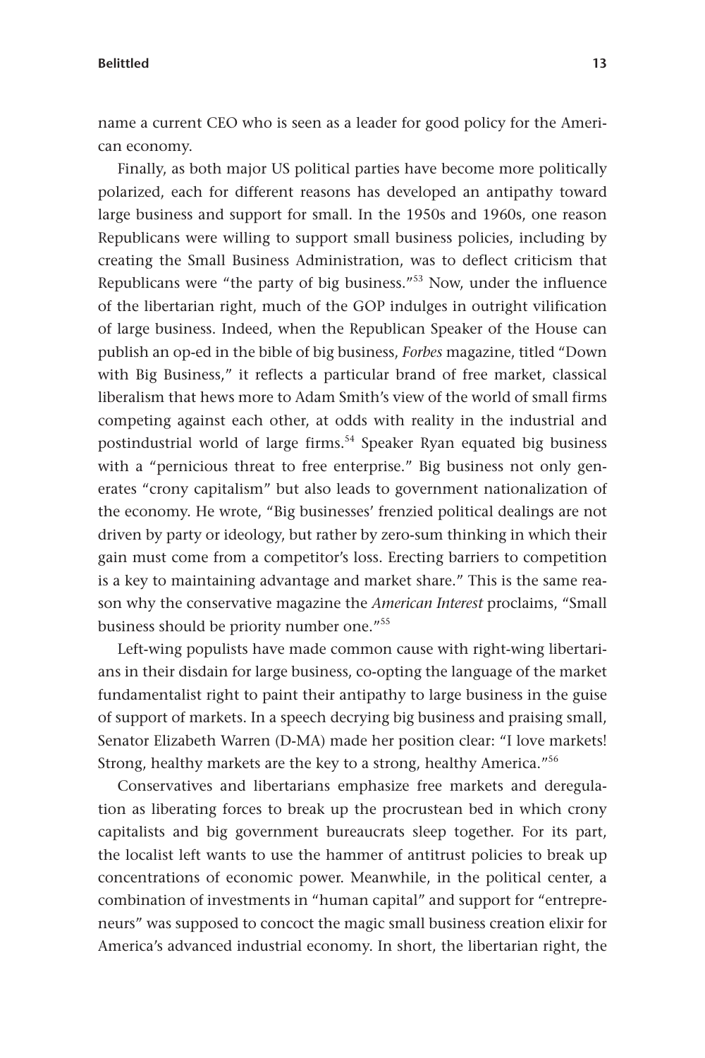name a current CEO who is seen as a leader for good policy for the American economy.

Finally, as both major US political parties have become more politically polarized, each for different reasons has developed an antipathy toward large business and support for small. In the 1950s and 1960s, one reason Republicans were willing to support small business policies, including by creating the Small Business Administration, was to deflect criticism that Republicans were "the party of big business."[53] Now, under the influence of the libertarian right, much of the GOP indulges in outright vilification of large business. Indeed, when the Republican Speaker of the House can publish an op-ed in the bible of big business, *Forbes* magazine, titled "Down with Big Business," it reflects a particular brand of free market, classical liberalism that hews more to Adam Smith's view of the world of small firms competing against each other, at odds with reality in the industrial and postindustrial world of large firms.[54] Speaker Ryan equated big business with a "pernicious threat to free enterprise." Big business not only generates "crony capitalism" but also leads to government nationalization of the economy. He wrote, "Big businesses' frenzied political dealings are not driven by party or ideology, but rather by zero-sum thinking in which their gain must come from a competitor's loss. Erecting barriers to competition is a key to maintaining advantage and market share." This is the same reason why the conservative magazine the *American Interest* proclaims, "Small business should be priority number one."[55]

Left-wing populists have made common cause with right-wing libertarians in their disdain for large business, co-opting the language of the market fundamentalist right to paint their antipathy to large business in the guise of support of markets. In a speech decrying big business and praising small, Senator Elizabeth Warren (D-MA) made her position clear: "I love markets! Strong, healthy markets are the key to a strong, healthy America."[56]

Conservatives and libertarians emphasize free markets and deregulation as liberating forces to break up the procrustean bed in which crony capitalists and big government bureaucrats sleep together. For its part, the localist left wants to use the hammer of antitrust policies to break up concentrations of economic power. Meanwhile, in the political center, a combination of investments in "human capital" and support for "entrepreneurs" was supposed to concoct the magic small business creation elixir for America's advanced industrial economy. In short, the libertarian right, the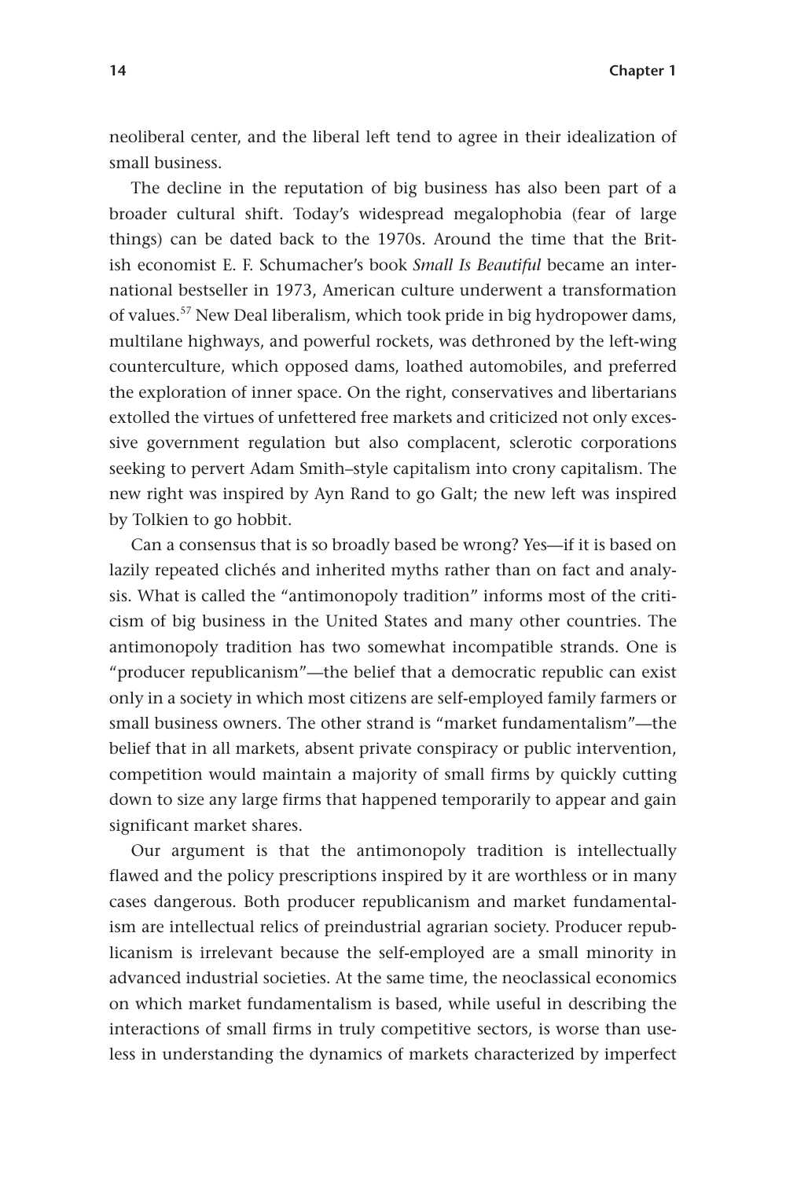neoliberal center, and the liberal left tend to agree in their idealization of small business.

The decline in the reputation of big business has also been part of a broader cultural shift. Today's widespread megalophobia (fear of large things) can be dated back to the 1970s. Around the time that the British economist E. F. Schumacher's book *Small Is Beautiful* became an international bestseller in 1973, American culture underwent a transformation of values.[57] New Deal liberalism, which took pride in big hydropower dams, multilane highways, and powerful rockets, was dethroned by the left-wing counterculture, which opposed dams, loathed automobiles, and preferred the exploration of inner space. On the right, conservatives and libertarians extolled the virtues of unfettered free markets and criticized not only excessive government regulation but also complacent, sclerotic corporations seeking to pervert Adam Smith–style capitalism into crony capitalism. The new right was inspired by Ayn Rand to go Galt; the new left was inspired by Tolkien to go hobbit.

Can a consensus that is so broadly based be wrong? Yes—if it is based on lazily repeated clichés and inherited myths rather than on fact and analysis. What is called the "antimonopoly tradition" informs most of the criticism of big business in the United States and many other countries. The antimonopoly tradition has two somewhat incompatible strands. One is "producer republicanism"—the belief that a democratic republic can exist only in a society in which most citizens are self-employed family farmers or small business owners. The other strand is "market fundamentalism"—the belief that in all markets, absent private conspiracy or public intervention, competition would maintain a majority of small firms by quickly cutting down to size any large firms that happened temporarily to appear and gain significant market shares.

Our argument is that the antimonopoly tradition is intellectually flawed and the policy prescriptions inspired by it are worthless or in many cases dangerous. Both producer republicanism and market fundamentalism are intellectual relics of preindustrial agrarian society. Producer republicanism is irrelevant because the self-employed are a small minority in advanced industrial societies. At the same time, the neoclassical economics on which market fundamentalism is based, while useful in describing the interactions of small firms in truly competitive sectors, is worse than useless in understanding the dynamics of markets characterized by imperfect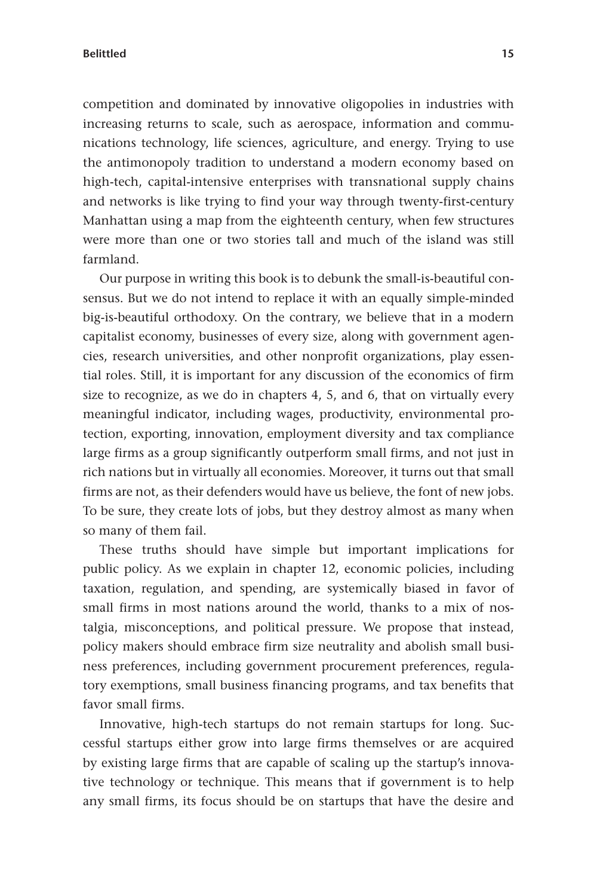competition and dominated by innovative oligopolies in industries with increasing returns to scale, such as aerospace, information and communications technology, life sciences, agriculture, and energy. Trying to use the antimonopoly tradition to understand a modern economy based on high-tech, capital-intensive enterprises with transnational supply chains and networks is like trying to find your way through twenty-first-century Manhattan using a map from the eighteenth century, when few structures were more than one or two stories tall and much of the island was still farmland.

Our purpose in writing this book is to debunk the small-is-beautiful consensus. But we do not intend to replace it with an equally simple-minded big-is-beautiful orthodoxy. On the contrary, we believe that in a modern capitalist economy, businesses of every size, along with government agencies, research universities, and other nonprofit organizations, play essential roles. Still, it is important for any discussion of the economics of firm size to recognize, as we do in chapters 4, 5, and 6, that on virtually every meaningful indicator, including wages, productivity, environmental protection, exporting, innovation, employment diversity and tax compliance large firms as a group significantly outperform small firms, and not just in rich nations but in virtually all economies. Moreover, it turns out that small firms are not, as their defenders would have us believe, the font of new jobs. To be sure, they create lots of jobs, but they destroy almost as many when so many of them fail.

These truths should have simple but important implications for public policy. As we explain in chapter 12, economic policies, including taxation, regulation, and spending, are systemically biased in favor of small firms in most nations around the world, thanks to a mix of nostalgia, misconceptions, and political pressure. We propose that instead, policy makers should embrace firm size neutrality and abolish small business preferences, including government procurement preferences, regulatory exemptions, small business financing programs, and tax benefits that favor small firms.

Innovative, high-tech startups do not remain startups for long. Successful startups either grow into large firms themselves or are acquired by existing large firms that are capable of scaling up the startup's innovative technology or technique. This means that if government is to help any small firms, its focus should be on startups that have the desire and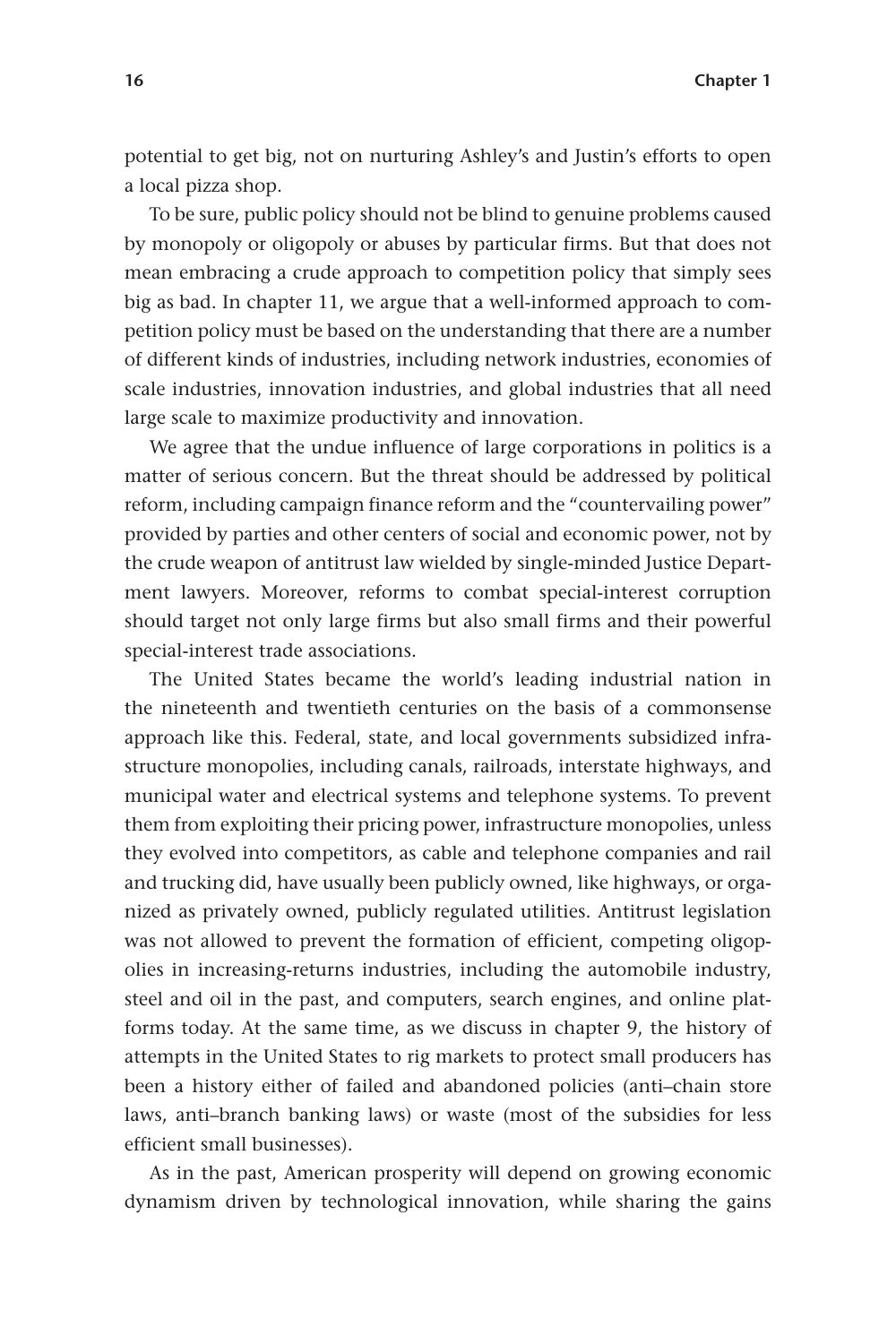potential to get big, not on nurturing Ashley's and Justin's efforts to open a local pizza shop.

To be sure, public policy should not be blind to genuine problems caused by monopoly or oligopoly or abuses by particular firms. But that does not mean embracing a crude approach to competition policy that simply sees big as bad. In chapter 11, we argue that a well-informed approach to competition policy must be based on the understanding that there are a number of different kinds of industries, including network industries, economies of scale industries, innovation industries, and global industries that all need large scale to maximize productivity and innovation.

We agree that the undue influence of large corporations in politics is a matter of serious concern. But the threat should be addressed by political reform, including campaign finance reform and the "countervailing power" provided by parties and other centers of social and economic power, not by the crude weapon of antitrust law wielded by single-minded Justice Department lawyers. Moreover, reforms to combat special-interest corruption should target not only large firms but also small firms and their powerful special-interest trade associations.

The United States became the world's leading industrial nation in the nineteenth and twentieth centuries on the basis of a commonsense approach like this. Federal, state, and local governments subsidized infrastructure monopolies, including canals, railroads, interstate highways, and municipal water and electrical systems and telephone systems. To prevent them from exploiting their pricing power, infrastructure monopolies, unless they evolved into competitors, as cable and telephone companies and rail and trucking did, have usually been publicly owned, like highways, or organized as privately owned, publicly regulated utilities. Antitrust legislation was not allowed to prevent the formation of efficient, competing oligopolies in increasing-returns industries, including the automobile industry, steel and oil in the past, and computers, search engines, and online platforms today. At the same time, as we discuss in chapter 9, the history of attempts in the United States to rig markets to protect small producers has been a history either of failed and abandoned policies (anti–chain store laws, anti–branch banking laws) or waste (most of the subsidies for less efficient small businesses).

As in the past, American prosperity will depend on growing economic dynamism driven by technological innovation, while sharing the gains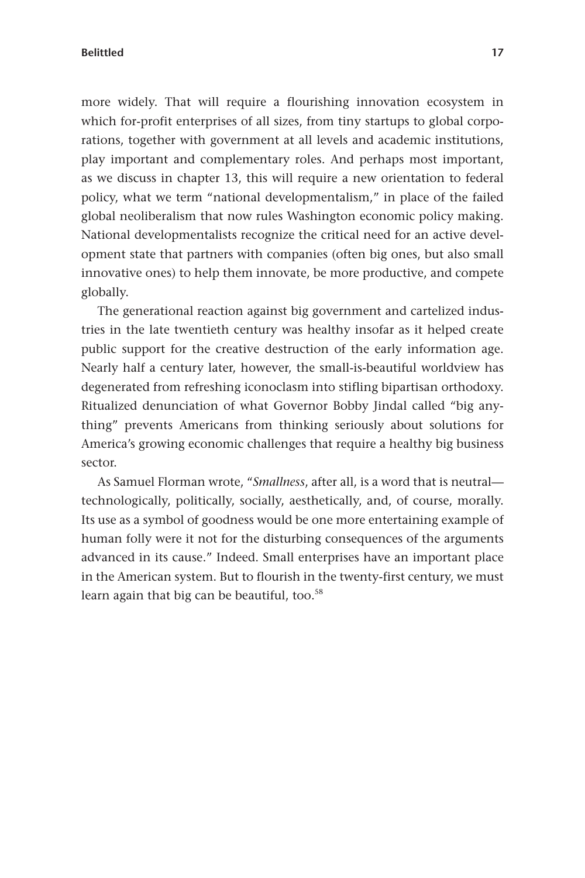more widely. That will require a flourishing innovation ecosystem in which for-profit enterprises of all sizes, from tiny startups to global corporations, together with government at all levels and academic institutions, play important and complementary roles. And perhaps most important, as we discuss in chapter 13, this will require a new orientation to federal policy, what we term "national developmentalism," in place of the failed global neoliberalism that now rules Washington economic policy making. National developmentalists recognize the critical need for an active development state that partners with companies (often big ones, but also small innovative ones) to help them innovate, be more productive, and compete globally.

The generational reaction against big government and cartelized industries in the late twentieth century was healthy insofar as it helped create public support for the creative destruction of the early information age. Nearly half a century later, however, the small-is-beautiful worldview has degenerated from refreshing iconoclasm into stifling bipartisan orthodoxy. Ritualized denunciation of what Governor Bobby Jindal called "big anything" prevents Americans from thinking seriously about solutions for America's growing economic challenges that require a healthy big business sector.

As Samuel Florman wrote, "*Smallness*, after all, is a word that is neutral—technologically, politically, socially, aesthetically, and, of course, morally. Its use as a symbol of goodness would be one more entertaining example of human folly were it not for the disturbing consequences of the arguments advanced in its cause." Indeed. Small enterprises have an important place in the American system. But to flourish in the twenty-first century, we must learn again that big can be beautiful, too.[58]